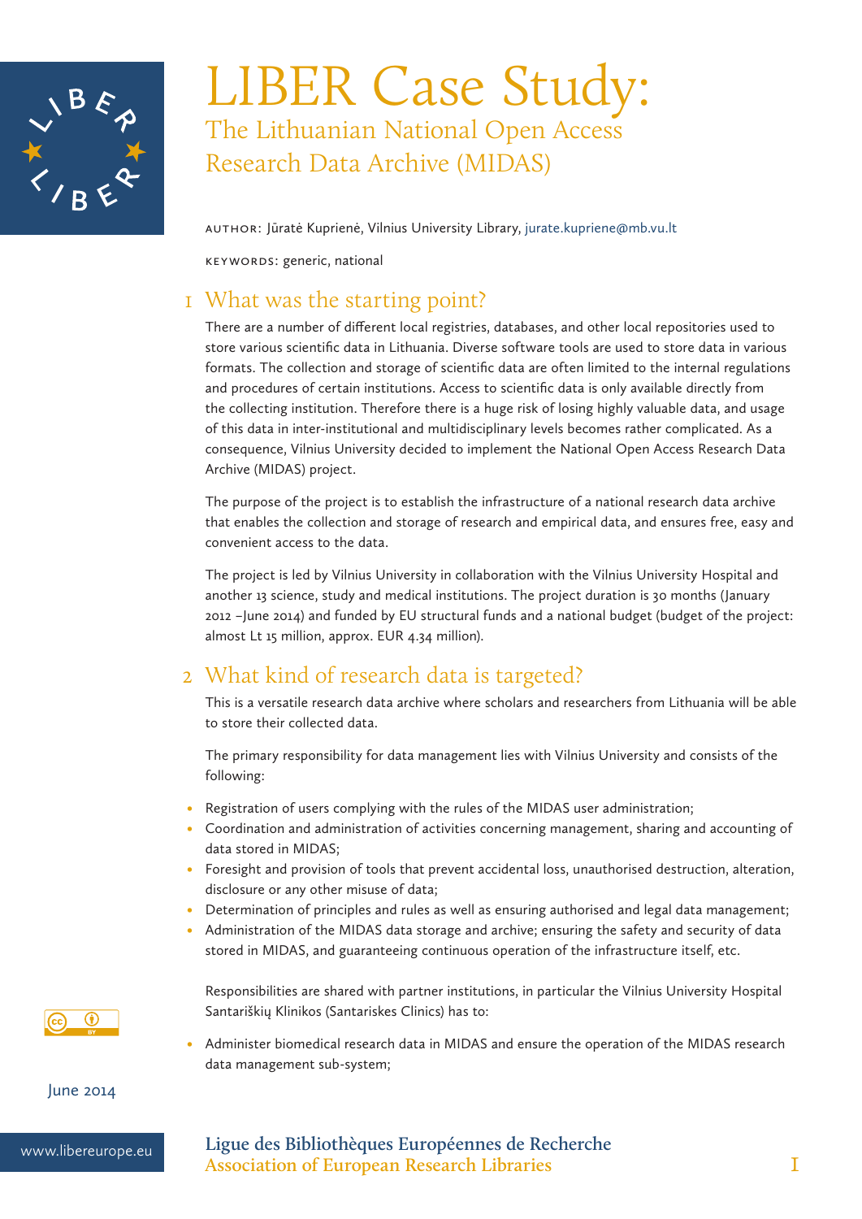# LIBER Case Study:

## The Lithuanian National Open Access Research Data Archive (MIDAS)

AUTHOR: Jūratė Kuprienė, Vilnius University Library, jurate.kupriene@mb.vu.lt

KEYWORDS: generic, national

## 1 What was the starting point?

There are a number of different local registries, databases, and other local repositories used to store various scientific data in Lithuania. Diverse software tools are used to store data in various formats. The collection and storage of scientific data are often limited to the internal regulations and procedures of certain institutions. Access to scientific data is only available directly from the collecting institution. Therefore there is a huge risk of losing highly valuable data, and usage of this data in inter-institutional and multidisciplinary levels becomes rather complicated. As a consequence, Vilnius University decided to implement the National Open Access Research Data Archive (MIDAS) project.

The purpose of the project is to establish the infrastructure of a national research data archive that enables the collection and storage of research and empirical data, and ensures free, easy and convenient access to the data.

The project is led by Vilnius University in collaboration with the Vilnius University Hospital and another 13 science, study and medical institutions. The project duration is 30 months (January 2012 –June 2014) and funded by EU structural funds and a national budget (budget of the project: almost Lt 15 million, approx. EUR 4.34 million).

## 2 What kind of research data is targeted?

This is a versatile research data archive where scholars and researchers from Lithuania will be able to store their collected data.

The primary responsibility for data management lies with Vilnius University and consists of the following:

- Registration of users complying with the rules of the MIDAS user administration;
- Coordination and administration of activities concerning management, sharing and accounting of data stored in MIDAS;
- Foresight and provision of tools that prevent accidental loss, unauthorised destruction, alteration, disclosure or any other misuse of data;
- Determination of principles and rules as well as ensuring authorised and legal data management;
- Administration of the MIDAS data storage and archive; ensuring the safety and security of data stored in MIDAS, and guaranteeing continuous operation of the infrastructure itself, etc.

Responsibilities are shared with partner institutions, in particular the Vilnius University Hospital Santariškių Klinikos (Santariskes Clinics) has to:

- Administer biomedical research data in MIDAS and ensure the operation of the MIDAS research data management sub-system;

June 2014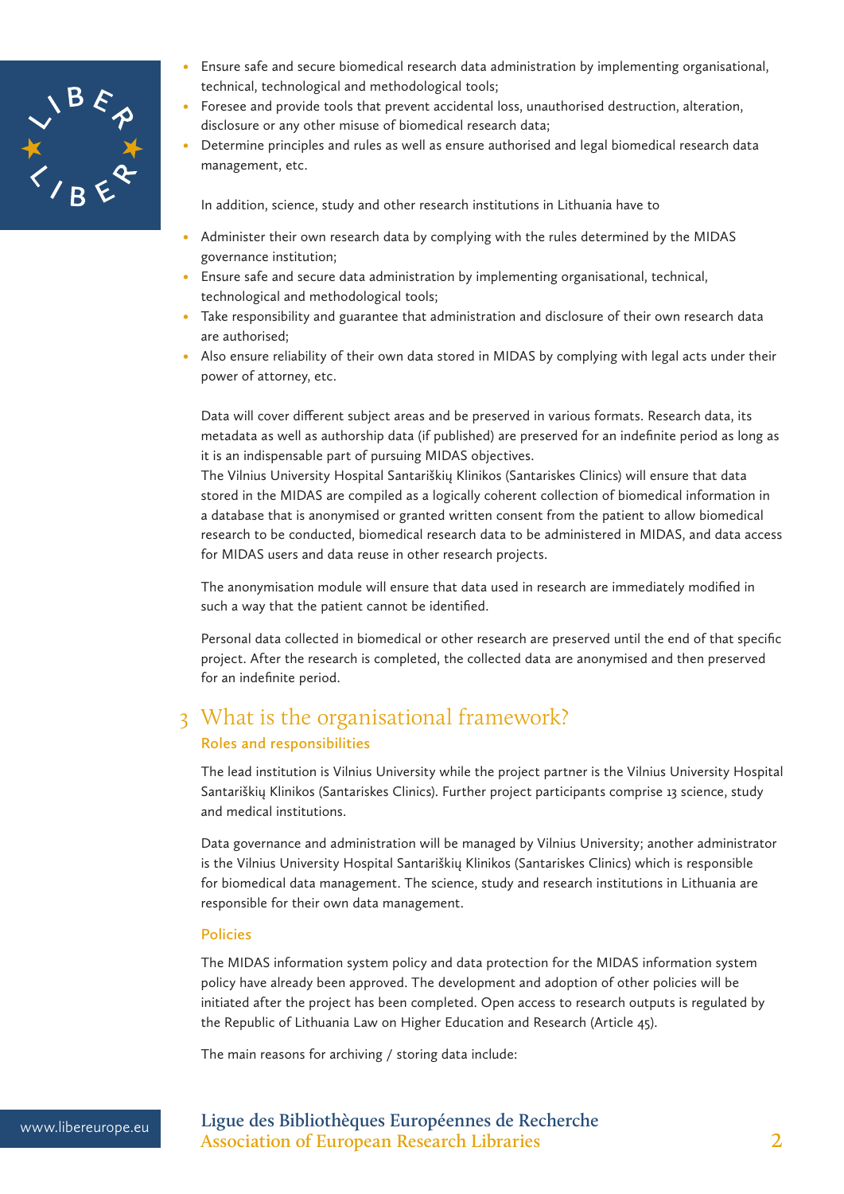- Ensure safe and secure biomedical research data administration by implementing organisational, technical, technological and methodological tools;
- Foresee and provide tools that prevent accidental loss, unauthorised destruction, alteration, disclosure or any other misuse of biomedical research data;
- Determine principles and rules as well as ensure authorised and legal biomedical research data management, etc.

In addition, science, study and other research institutions in Lithuania have to

- Administer their own research data by complying with the rules determined by the MIDAS governance institution;
- Ensure safe and secure data administration by implementing organisational, technical, technological and methodological tools;
- Take responsibility and guarantee that administration and disclosure of their own research data are authorised;
- Also ensure reliability of their own data stored in MIDAS by complying with legal acts under their power of attorney, etc.

Data will cover different subject areas and be preserved in various formats. Research data, its metadata as well as authorship data (if published) are preserved for an indefinite period as long as it is an indispensable part of pursuing MIDAS objectives.
The Vilnius University Hospital Santariškių Klinikos (Santariskes Clinics) will ensure that data stored in the MIDAS are compiled as a logically coherent collection of biomedical information in a database that is anonymised or granted written consent from the patient to allow biomedical research to be conducted, biomedical research data to be administered in MIDAS, and data access for MIDAS users and data reuse in other research projects.

The anonymisation module will ensure that data used in research are immediately modified in such a way that the patient cannot be identified.

Personal data collected in biomedical or other research are preserved until the end of that specific project. After the research is completed, the collected data are anonymised and then preserved for an indefinite period.

## 3 What is the organisational framework?

### Roles and responsibilities

The lead institution is Vilnius University while the project partner is the Vilnius University Hospital Santariškių Klinikos (Santariskes Clinics). Further project participants comprise 13 science, study and medical institutions.

Data governance and administration will be managed by Vilnius University; another administrator is the Vilnius University Hospital Santariškių Klinikos (Santariskes Clinics) which is responsible for biomedical data management. The science, study and research institutions in Lithuania are responsible for their own data management.

### Policies

The MIDAS information system policy and data protection for the MIDAS information system policy have already been approved. The development and adoption of other policies will be initiated after the project has been completed. Open access to research outputs is regulated by the Republic of Lithuania Law on Higher Education and Research (Article 45).

The main reasons for archiving / storing data include: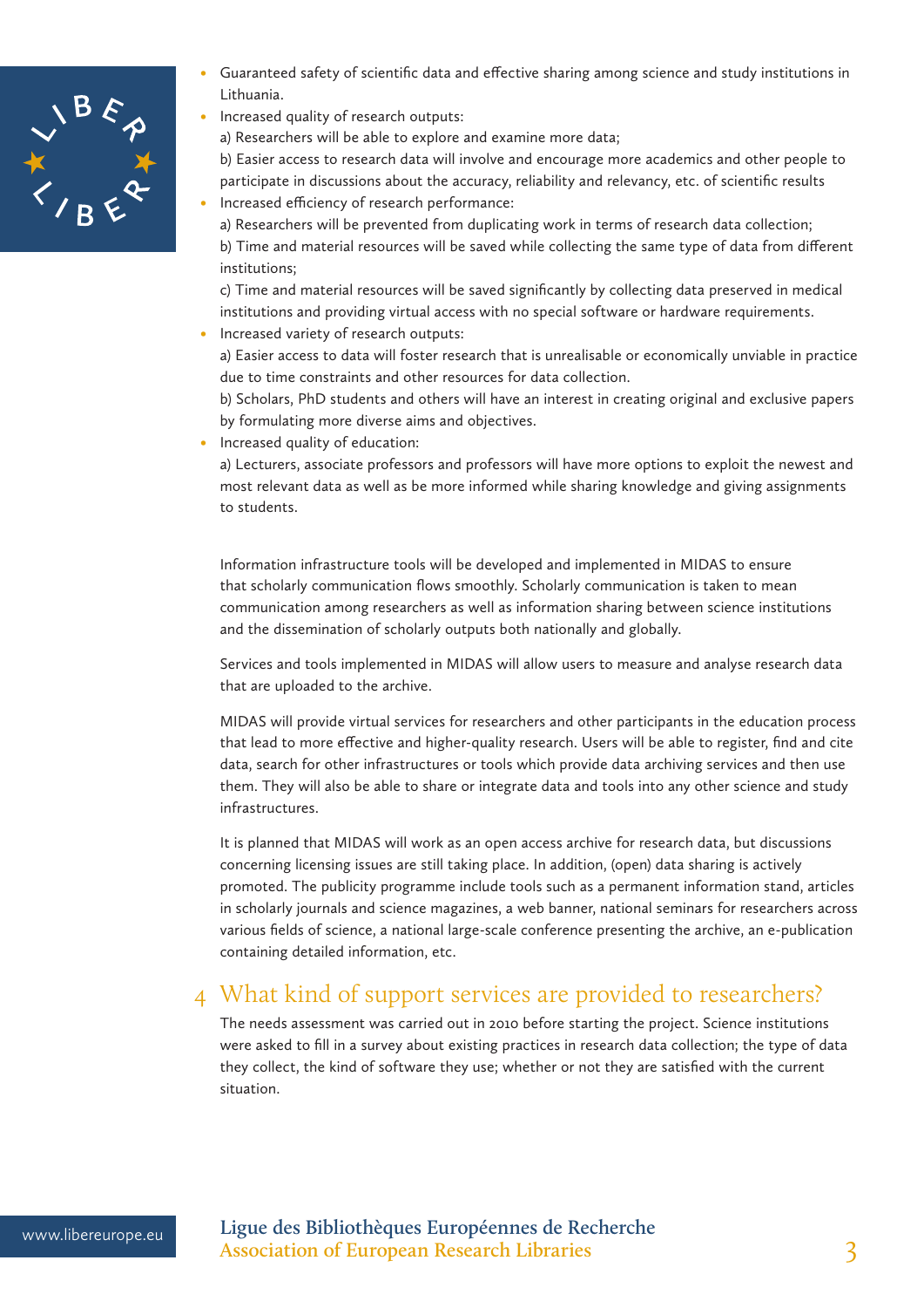- Guaranteed safety of scientific data and effective sharing among science and study institutions in Lithuania.
- Increased quality of research outputs:
  a) Researchers will be able to explore and examine more data;
  b) Easier access to research data will involve and encourage more academics and other people to participate in discussions about the accuracy, reliability and relevancy, etc. of scientific results
- Increased efficiency of research performance:
  a) Researchers will be prevented from duplicating work in terms of research data collection;
  b) Time and material resources will be saved while collecting the same type of data from different institutions;
  c) Time and material resources will be saved significantly by collecting data preserved in medical institutions and providing virtual access with no special software or hardware requirements.
- Increased variety of research outputs:
  a) Easier access to data will foster research that is unrealisable or economically unviable in practice due to time constraints and other resources for data collection.
  b) Scholars, PhD students and others will have an interest in creating original and exclusive papers by formulating more diverse aims and objectives.
- Increased quality of education:
  a) Lecturers, associate professors and professors will have more options to exploit the newest and most relevant data as well as be more informed while sharing knowledge and giving assignments to students.

Information infrastructure tools will be developed and implemented in MIDAS to ensure that scholarly communication flows smoothly. Scholarly communication is taken to mean communication among researchers as well as information sharing between science institutions and the dissemination of scholarly outputs both nationally and globally.

Services and tools implemented in MIDAS will allow users to measure and analyse research data that are uploaded to the archive.

MIDAS will provide virtual services for researchers and other participants in the education process that lead to more effective and higher-quality research. Users will be able to register, find and cite data, search for other infrastructures or tools which provide data archiving services and then use them. They will also be able to share or integrate data and tools into any other science and study infrastructures.

It is planned that MIDAS will work as an open access archive for research data, but discussions concerning licensing issues are still taking place. In addition, (open) data sharing is actively promoted. The publicity programme include tools such as a permanent information stand, articles in scholarly journals and science magazines, a web banner, national seminars for researchers across various fields of science, a national large-scale conference presenting the archive, an e-publication containing detailed information, etc.

## 4 What kind of support services are provided to researchers?

The needs assessment was carried out in 2010 before starting the project. Science institutions were asked to fill in a survey about existing practices in research data collection; the type of data they collect, the kind of software they use; whether or not they are satisfied with the current situation.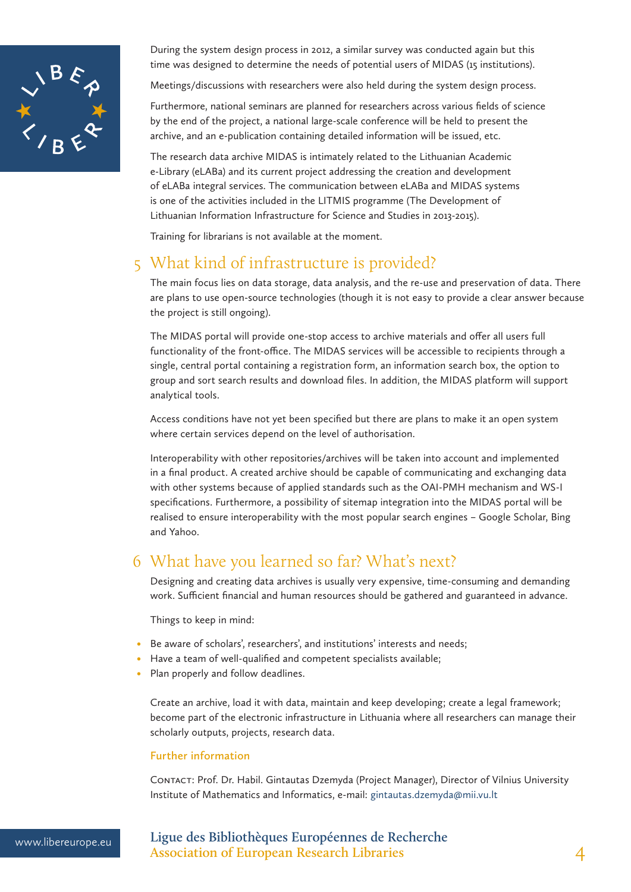During the system design process in 2012, a similar survey was conducted again but this time was designed to determine the needs of potential users of MIDAS (15 institutions).

Meetings/discussions with researchers were also held during the system design process.

Furthermore, national seminars are planned for researchers across various fields of science by the end of the project, a national large-scale conference will be held to present the archive, and an e-publication containing detailed information will be issued, etc.

The research data archive MIDAS is intimately related to the Lithuanian Academic e-Library (eLABa) and its current project addressing the creation and development of eLABa integral services. The communication between eLABa and MIDAS systems is one of the activities included in the LITMIS programme (The Development of Lithuanian Information Infrastructure for Science and Studies in 2013-2015).

Training for librarians is not available at the moment.

## 5 What kind of infrastructure is provided?

The main focus lies on data storage, data analysis, and the re-use and preservation of data. There are plans to use open-source technologies (though it is not easy to provide a clear answer because the project is still ongoing).

The MIDAS portal will provide one-stop access to archive materials and offer all users full functionality of the front-office. The MIDAS services will be accessible to recipients through a single, central portal containing a registration form, an information search box, the option to group and sort search results and download files. In addition, the MIDAS platform will support analytical tools.

Access conditions have not yet been specified but there are plans to make it an open system where certain services depend on the level of authorisation.

Interoperability with other repositories/archives will be taken into account and implemented in a final product. A created archive should be capable of communicating and exchanging data with other systems because of applied standards such as the OAI-PMH mechanism and WS-I specifications. Furthermore, a possibility of sitemap integration into the MIDAS portal will be realised to ensure interoperability with the most popular search engines – Google Scholar, Bing and Yahoo.

## 6 What have you learned so far? What's next?

Designing and creating data archives is usually very expensive, time-consuming and demanding work. Sufficient financial and human resources should be gathered and guaranteed in advance.

Things to keep in mind:

- Be aware of scholars', researchers', and institutions' interests and needs;
- Have a team of well-qualified and competent specialists available;
- Plan properly and follow deadlines.

Create an archive, load it with data, maintain and keep developing; create a legal framework; become part of the electronic infrastructure in Lithuania where all researchers can manage their scholarly outputs, projects, research data.

### Further information

Contact: Prof. Dr. Habil. Gintautas Dzemyda (Project Manager), Director of Vilnius University Institute of Mathematics and Informatics, e-mail: gintautas.dzemyda@mii.vu.lt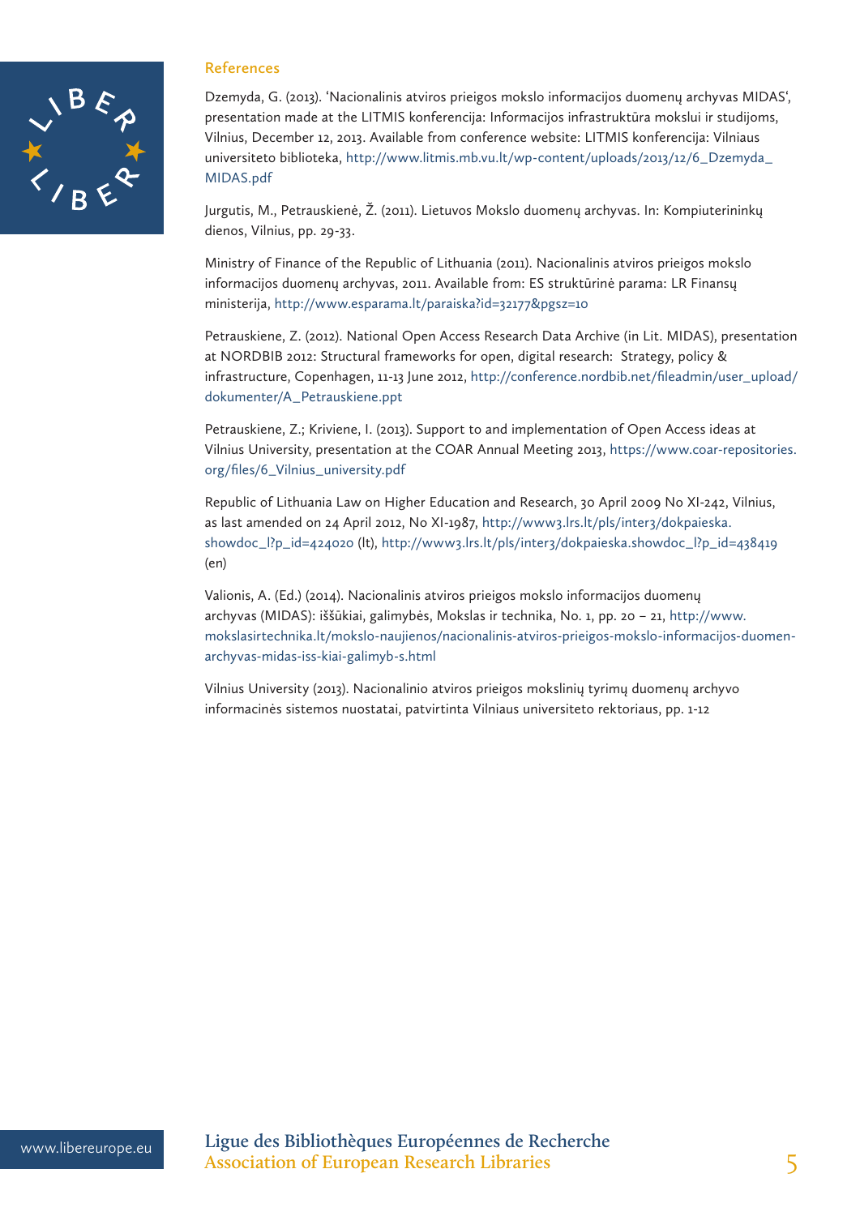## References

Dzemyda, G. (2013). 'Nacionalinis atviros prieigos mokslo informacijos duomenų archyvas MIDAS', presentation made at the LITMIS konferencija: Informacijos infrastruktūra mokslui ir studijoms, Vilnius, December 12, 2013. Available from conference website: LITMIS konferencija: Vilniaus universiteto biblioteka, http://www.litmis.mb.vu.lt/wp-content/uploads/2013/12/6_Dzemyda_MIDAS.pdf

Jurgutis, M., Petrauskienė, Ž. (2011). Lietuvos Mokslo duomenų archyvas. In: Kompiuterininkų dienos, Vilnius, pp. 29-33.

Ministry of Finance of the Republic of Lithuania (2011). Nacionalinis atviros prieigos mokslo informacijos duomenų archyvas, 2011. Available from: ES struktūrinė parama: LR Finansų ministerija, http://www.esparama.lt/paraiska?id=32177&pgsz=10

Petrauskiene, Z. (2012). National Open Access Research Data Archive (in Lit. MIDAS), presentation at NORDBIB 2012: Structural frameworks for open, digital research: Strategy, policy & infrastructure, Copenhagen, 11-13 June 2012, http://conference.nordbib.net/fileadmin/user_upload/dokumenter/A_Petrauskiene.ppt

Petrauskiene, Z.; Kriviene, I. (2013). Support to and implementation of Open Access ideas at Vilnius University, presentation at the COAR Annual Meeting 2013, https://www.coar-repositories.org/files/6_Vilnius_university.pdf

Republic of Lithuania Law on Higher Education and Research, 30 April 2009 No XI-242, Vilnius, as last amended on 24 April 2012, No XI-1987, http://www3.lrs.lt/pls/inter3/dokpaieska.showdoc_l?p_id=424020 (lt), http://www3.lrs.lt/pls/inter3/dokpaieska.showdoc_l?p_id=438419 (en)

Valionis, A. (Ed.) (2014). Nacionalinis atviros prieigos mokslo informacijos duomenų archyvas (MIDAS): iššūkiai, galimybės, Mokslas ir technika, No. 1, pp. 20 – 21, http://www.mokslasirtechnika.lt/mokslo-naujienos/nacionalinis-atviros-prieigos-mokslo-informacijos-duomen-archyvas-midas-iss-kiai-galimyb-s.html

Vilnius University (2013). Nacionalinio atviros prieigos mokslinių tyrimų duomenų archyvo informacinės sistemos nuostatai, patvirtinta Vilniaus universiteto rektoriaus, pp. 1-12